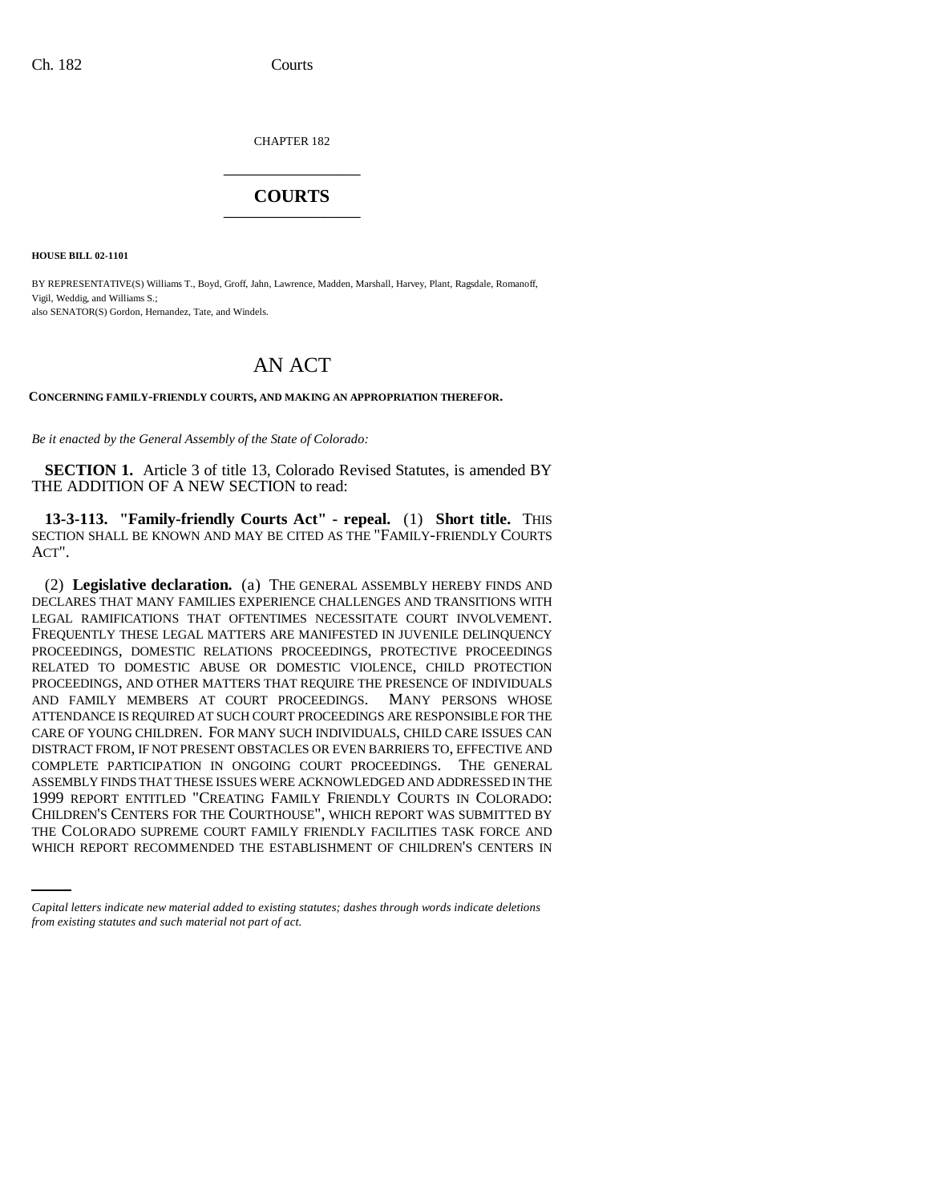CHAPTER 182

# COURTS

**HOUSE BILL 02-1101**

BY REPRESENTATIVE(S) Williams T., Boyd, Groff, Jahn, Lawrence, Madden, Marshall, Harvey, Plant, Ragsdale, Romanoff, Vigil, Weddig, and Williams S.;
also SENATOR(S) Gordon, Hernandez, Tate, and Windels.

# AN ACT

**CONCERNING FAMILY-FRIENDLY COURTS, AND MAKING AN APPROPRIATION THEREFOR.**

*Be it enacted by the General Assembly of the State of Colorado:*

**SECTION 1.** Article 3 of title 13, Colorado Revised Statutes, is amended BY THE ADDITION OF A NEW SECTION to read:

**13-3-113. "Family-friendly Courts Act" - repeal.** (1) **Short title.** THIS SECTION SHALL BE KNOWN AND MAY BE CITED AS THE "FAMILY-FRIENDLY COURTS ACT".

(2) **Legislative declaration.** (a) THE GENERAL ASSEMBLY HEREBY FINDS AND DECLARES THAT MANY FAMILIES EXPERIENCE CHALLENGES AND TRANSITIONS WITH LEGAL RAMIFICATIONS THAT OFTENTIMES NECESSITATE COURT INVOLVEMENT. FREQUENTLY THESE LEGAL MATTERS ARE MANIFESTED IN JUVENILE DELINQUENCY PROCEEDINGS, DOMESTIC RELATIONS PROCEEDINGS, PROTECTIVE PROCEEDINGS RELATED TO DOMESTIC ABUSE OR DOMESTIC VIOLENCE, CHILD PROTECTION PROCEEDINGS, AND OTHER MATTERS THAT REQUIRE THE PRESENCE OF INDIVIDUALS AND FAMILY MEMBERS AT COURT PROCEEDINGS. MANY PERSONS WHOSE ATTENDANCE IS REQUIRED AT SUCH COURT PROCEEDINGS ARE RESPONSIBLE FOR THE CARE OF YOUNG CHILDREN. FOR MANY SUCH INDIVIDUALS, CHILD CARE ISSUES CAN DISTRACT FROM, IF NOT PRESENT OBSTACLES OR EVEN BARRIERS TO, EFFECTIVE AND COMPLETE PARTICIPATION IN ONGOING COURT PROCEEDINGS. THE GENERAL ASSEMBLY FINDS THAT THESE ISSUES WERE ACKNOWLEDGED AND ADDRESSED IN THE 1999 REPORT ENTITLED "CREATING FAMILY FRIENDLY COURTS IN COLORADO: CHILDREN'S CENTERS FOR THE COURTHOUSE", WHICH REPORT WAS SUBMITTED BY THE COLORADO SUPREME COURT FAMILY FRIENDLY FACILITIES TASK FORCE AND WHICH REPORT RECOMMENDED THE ESTABLISHMENT OF CHILDREN'S CENTERS IN

*Capital letters indicate new material added to existing statutes; dashes through words indicate deletions from existing statutes and such material not part of act.*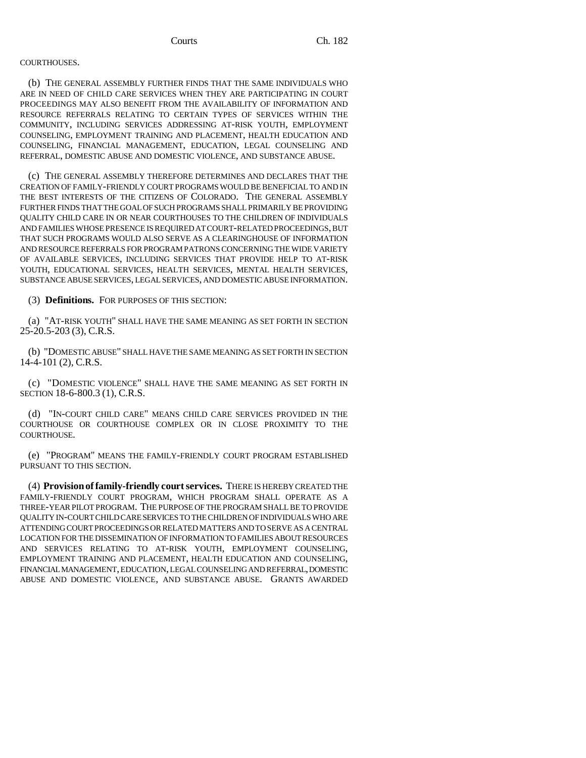COURTHOUSES.

(b) THE GENERAL ASSEMBLY FURTHER FINDS THAT THE SAME INDIVIDUALS WHO ARE IN NEED OF CHILD CARE SERVICES WHEN THEY ARE PARTICIPATING IN COURT PROCEEDINGS MAY ALSO BENEFIT FROM THE AVAILABILITY OF INFORMATION AND RESOURCE REFERRALS RELATING TO CERTAIN TYPES OF SERVICES WITHIN THE COMMUNITY, INCLUDING SERVICES ADDRESSING AT-RISK YOUTH, EMPLOYMENT COUNSELING, EMPLOYMENT TRAINING AND PLACEMENT, HEALTH EDUCATION AND COUNSELING, FINANCIAL MANAGEMENT, EDUCATION, LEGAL COUNSELING AND REFERRAL, DOMESTIC ABUSE AND DOMESTIC VIOLENCE, AND SUBSTANCE ABUSE.

(c) THE GENERAL ASSEMBLY THEREFORE DETERMINES AND DECLARES THAT THE CREATION OF FAMILY-FRIENDLY COURT PROGRAMS WOULD BE BENEFICIAL TO AND IN THE BEST INTERESTS OF THE CITIZENS OF COLORADO. THE GENERAL ASSEMBLY FURTHER FINDS THAT THE GOAL OF SUCH PROGRAMS SHALL PRIMARILY BE PROVIDING QUALITY CHILD CARE IN OR NEAR COURTHOUSES TO THE CHILDREN OF INDIVIDUALS AND FAMILIES WHOSE PRESENCE IS REQUIRED AT COURT-RELATED PROCEEDINGS, BUT THAT SUCH PROGRAMS WOULD ALSO SERVE AS A CLEARINGHOUSE OF INFORMATION AND RESOURCE REFERRALS FOR PROGRAM PATRONS CONCERNING THE WIDE VARIETY OF AVAILABLE SERVICES, INCLUDING SERVICES THAT PROVIDE HELP TO AT-RISK YOUTH, EDUCATIONAL SERVICES, HEALTH SERVICES, MENTAL HEALTH SERVICES, SUBSTANCE ABUSE SERVICES, LEGAL SERVICES, AND DOMESTIC ABUSE INFORMATION.

(3) **Definitions.** FOR PURPOSES OF THIS SECTION:

(a) "AT-RISK YOUTH" SHALL HAVE THE SAME MEANING AS SET FORTH IN SECTION 25-20.5-203 (3), C.R.S.

(b) "DOMESTIC ABUSE" SHALL HAVE THE SAME MEANING AS SET FORTH IN SECTION 14-4-101 (2), C.R.S.

(c) "DOMESTIC VIOLENCE" SHALL HAVE THE SAME MEANING AS SET FORTH IN SECTION 18-6-800.3 (1), C.R.S.

(d) "IN-COURT CHILD CARE" MEANS CHILD CARE SERVICES PROVIDED IN THE COURTHOUSE OR COURTHOUSE COMPLEX OR IN CLOSE PROXIMITY TO THE COURTHOUSE.

(e) "PROGRAM" MEANS THE FAMILY-FRIENDLY COURT PROGRAM ESTABLISHED PURSUANT TO THIS SECTION.

(4) **Provision of family-friendly court services.** THERE IS HEREBY CREATED THE FAMILY-FRIENDLY COURT PROGRAM, WHICH PROGRAM SHALL OPERATE AS A THREE-YEAR PILOT PROGRAM. THE PURPOSE OF THE PROGRAM SHALL BE TO PROVIDE QUALITY IN-COURT CHILD CARE SERVICES TO THE CHILDREN OF INDIVIDUALS WHO ARE ATTENDING COURT PROCEEDINGS OR RELATED MATTERS AND TO SERVE AS A CENTRAL LOCATION FOR THE DISSEMINATION OF INFORMATION TO FAMILIES ABOUT RESOURCES AND SERVICES RELATING TO AT-RISK YOUTH, EMPLOYMENT COUNSELING, EMPLOYMENT TRAINING AND PLACEMENT, HEALTH EDUCATION AND COUNSELING, FINANCIAL MANAGEMENT, EDUCATION, LEGAL COUNSELING AND REFERRAL, DOMESTIC ABUSE AND DOMESTIC VIOLENCE, AND SUBSTANCE ABUSE. GRANTS AWARDED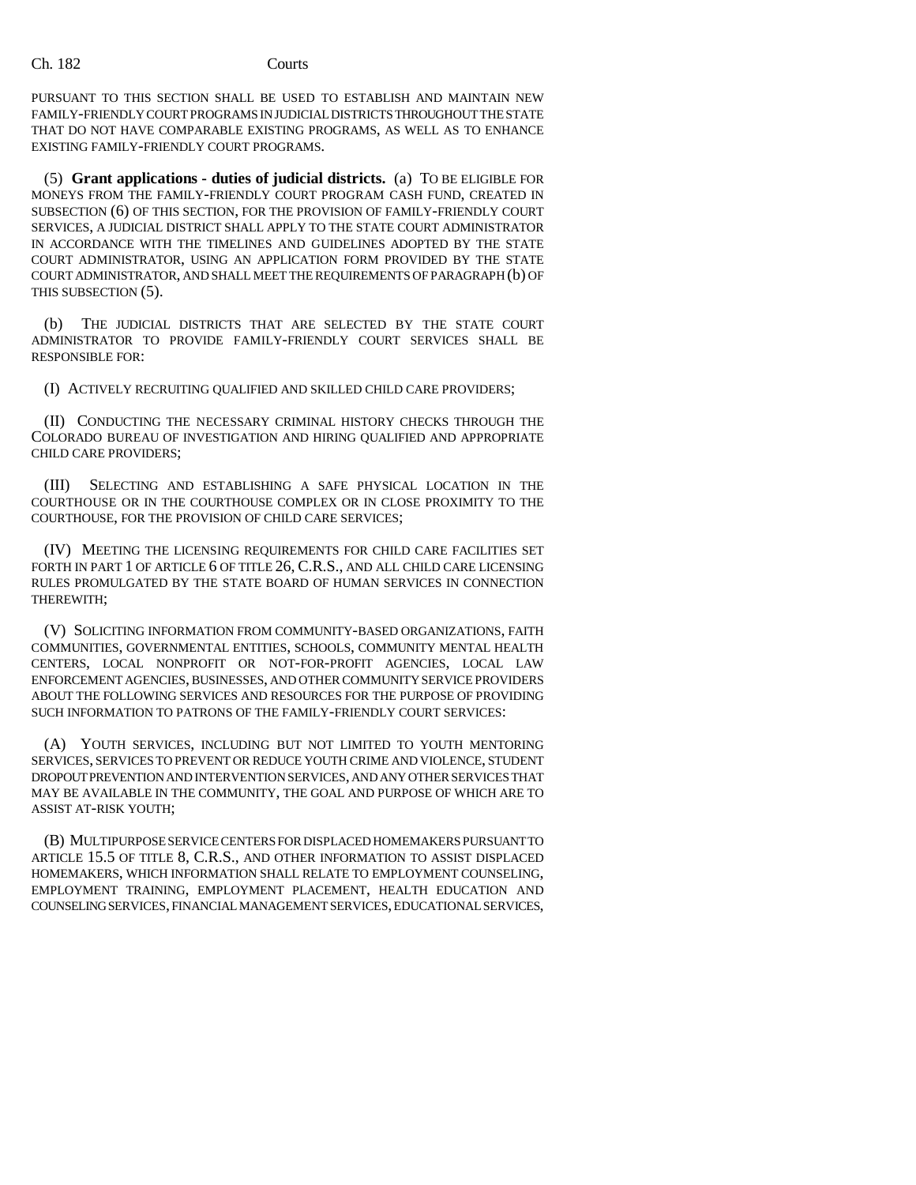PURSUANT TO THIS SECTION SHALL BE USED TO ESTABLISH AND MAINTAIN NEW FAMILY-FRIENDLY COURT PROGRAMS IN JUDICIAL DISTRICTS THROUGHOUT THE STATE THAT DO NOT HAVE COMPARABLE EXISTING PROGRAMS, AS WELL AS TO ENHANCE EXISTING FAMILY-FRIENDLY COURT PROGRAMS.

(5) **Grant applications - duties of judicial districts.** (a) TO BE ELIGIBLE FOR MONEYS FROM THE FAMILY-FRIENDLY COURT PROGRAM CASH FUND, CREATED IN SUBSECTION (6) OF THIS SECTION, FOR THE PROVISION OF FAMILY-FRIENDLY COURT SERVICES, A JUDICIAL DISTRICT SHALL APPLY TO THE STATE COURT ADMINISTRATOR IN ACCORDANCE WITH THE TIMELINES AND GUIDELINES ADOPTED BY THE STATE COURT ADMINISTRATOR, USING AN APPLICATION FORM PROVIDED BY THE STATE COURT ADMINISTRATOR, AND SHALL MEET THE REQUIREMENTS OF PARAGRAPH (b) OF THIS SUBSECTION (5).

(b) THE JUDICIAL DISTRICTS THAT ARE SELECTED BY THE STATE COURT ADMINISTRATOR TO PROVIDE FAMILY-FRIENDLY COURT SERVICES SHALL BE RESPONSIBLE FOR:

(I) ACTIVELY RECRUITING QUALIFIED AND SKILLED CHILD CARE PROVIDERS;

(II) CONDUCTING THE NECESSARY CRIMINAL HISTORY CHECKS THROUGH THE COLORADO BUREAU OF INVESTIGATION AND HIRING QUALIFIED AND APPROPRIATE CHILD CARE PROVIDERS;

(III) SELECTING AND ESTABLISHING A SAFE PHYSICAL LOCATION IN THE COURTHOUSE OR IN THE COURTHOUSE COMPLEX OR IN CLOSE PROXIMITY TO THE COURTHOUSE, FOR THE PROVISION OF CHILD CARE SERVICES;

(IV) MEETING THE LICENSING REQUIREMENTS FOR CHILD CARE FACILITIES SET FORTH IN PART 1 OF ARTICLE 6 OF TITLE 26, C.R.S., AND ALL CHILD CARE LICENSING RULES PROMULGATED BY THE STATE BOARD OF HUMAN SERVICES IN CONNECTION THEREWITH;

(V) SOLICITING INFORMATION FROM COMMUNITY-BASED ORGANIZATIONS, FAITH COMMUNITIES, GOVERNMENTAL ENTITIES, SCHOOLS, COMMUNITY MENTAL HEALTH CENTERS, LOCAL NONPROFIT OR NOT-FOR-PROFIT AGENCIES, LOCAL LAW ENFORCEMENT AGENCIES, BUSINESSES, AND OTHER COMMUNITY SERVICE PROVIDERS ABOUT THE FOLLOWING SERVICES AND RESOURCES FOR THE PURPOSE OF PROVIDING SUCH INFORMATION TO PATRONS OF THE FAMILY-FRIENDLY COURT SERVICES:

(A) YOUTH SERVICES, INCLUDING BUT NOT LIMITED TO YOUTH MENTORING SERVICES, SERVICES TO PREVENT OR REDUCE YOUTH CRIME AND VIOLENCE, STUDENT DROPOUT PREVENTION AND INTERVENTION SERVICES, AND ANY OTHER SERVICES THAT MAY BE AVAILABLE IN THE COMMUNITY, THE GOAL AND PURPOSE OF WHICH ARE TO ASSIST AT-RISK YOUTH;

(B) MULTIPURPOSE SERVICE CENTERS FOR DISPLACED HOMEMAKERS PURSUANT TO ARTICLE 15.5 OF TITLE 8, C.R.S., AND OTHER INFORMATION TO ASSIST DISPLACED HOMEMAKERS, WHICH INFORMATION SHALL RELATE TO EMPLOYMENT COUNSELING, EMPLOYMENT TRAINING, EMPLOYMENT PLACEMENT, HEALTH EDUCATION AND COUNSELING SERVICES, FINANCIAL MANAGEMENT SERVICES, EDUCATIONAL SERVICES,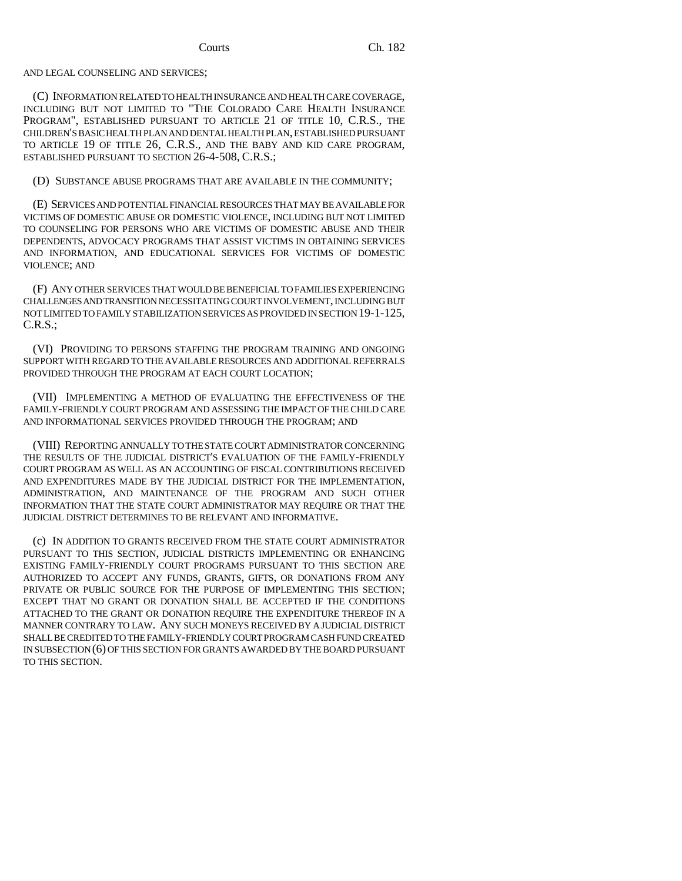AND LEGAL COUNSELING AND SERVICES;

(C) INFORMATION RELATED TO HEALTH INSURANCE AND HEALTH CARE COVERAGE, INCLUDING BUT NOT LIMITED TO "THE COLORADO CARE HEALTH INSURANCE PROGRAM", ESTABLISHED PURSUANT TO ARTICLE 21 OF TITLE 10, C.R.S., THE CHILDREN'S BASIC HEALTH PLAN AND DENTAL HEALTH PLAN, ESTABLISHED PURSUANT TO ARTICLE 19 OF TITLE 26, C.R.S., AND THE BABY AND KID CARE PROGRAM, ESTABLISHED PURSUANT TO SECTION 26-4-508, C.R.S.;

(D) SUBSTANCE ABUSE PROGRAMS THAT ARE AVAILABLE IN THE COMMUNITY;

(E) SERVICES AND POTENTIAL FINANCIAL RESOURCES THAT MAY BE AVAILABLE FOR VICTIMS OF DOMESTIC ABUSE OR DOMESTIC VIOLENCE, INCLUDING BUT NOT LIMITED TO COUNSELING FOR PERSONS WHO ARE VICTIMS OF DOMESTIC ABUSE AND THEIR DEPENDENTS, ADVOCACY PROGRAMS THAT ASSIST VICTIMS IN OBTAINING SERVICES AND INFORMATION, AND EDUCATIONAL SERVICES FOR VICTIMS OF DOMESTIC VIOLENCE; AND

(F) ANY OTHER SERVICES THAT WOULD BE BENEFICIAL TO FAMILIES EXPERIENCING CHALLENGES AND TRANSITION NECESSITATING COURT INVOLVEMENT, INCLUDING BUT NOT LIMITED TO FAMILY STABILIZATION SERVICES AS PROVIDED IN SECTION 19-1-125, C.R.S.;

(VI) PROVIDING TO PERSONS STAFFING THE PROGRAM TRAINING AND ONGOING SUPPORT WITH REGARD TO THE AVAILABLE RESOURCES AND ADDITIONAL REFERRALS PROVIDED THROUGH THE PROGRAM AT EACH COURT LOCATION;

(VII) IMPLEMENTING A METHOD OF EVALUATING THE EFFECTIVENESS OF THE FAMILY-FRIENDLY COURT PROGRAM AND ASSESSING THE IMPACT OF THE CHILD CARE AND INFORMATIONAL SERVICES PROVIDED THROUGH THE PROGRAM; AND

(VIII) REPORTING ANNUALLY TO THE STATE COURT ADMINISTRATOR CONCERNING THE RESULTS OF THE JUDICIAL DISTRICT'S EVALUATION OF THE FAMILY-FRIENDLY COURT PROGRAM AS WELL AS AN ACCOUNTING OF FISCAL CONTRIBUTIONS RECEIVED AND EXPENDITURES MADE BY THE JUDICIAL DISTRICT FOR THE IMPLEMENTATION, ADMINISTRATION, AND MAINTENANCE OF THE PROGRAM AND SUCH OTHER INFORMATION THAT THE STATE COURT ADMINISTRATOR MAY REQUIRE OR THAT THE JUDICIAL DISTRICT DETERMINES TO BE RELEVANT AND INFORMATIVE.

(c) IN ADDITION TO GRANTS RECEIVED FROM THE STATE COURT ADMINISTRATOR PURSUANT TO THIS SECTION, JUDICIAL DISTRICTS IMPLEMENTING OR ENHANCING EXISTING FAMILY-FRIENDLY COURT PROGRAMS PURSUANT TO THIS SECTION ARE AUTHORIZED TO ACCEPT ANY FUNDS, GRANTS, GIFTS, OR DONATIONS FROM ANY PRIVATE OR PUBLIC SOURCE FOR THE PURPOSE OF IMPLEMENTING THIS SECTION; EXCEPT THAT NO GRANT OR DONATION SHALL BE ACCEPTED IF THE CONDITIONS ATTACHED TO THE GRANT OR DONATION REQUIRE THE EXPENDITURE THEREOF IN A MANNER CONTRARY TO LAW. ANY SUCH MONEYS RECEIVED BY A JUDICIAL DISTRICT SHALL BE CREDITED TO THE FAMILY-FRIENDLY COURT PROGRAM CASH FUND CREATED IN SUBSECTION (6) OF THIS SECTION FOR GRANTS AWARDED BY THE BOARD PURSUANT TO THIS SECTION.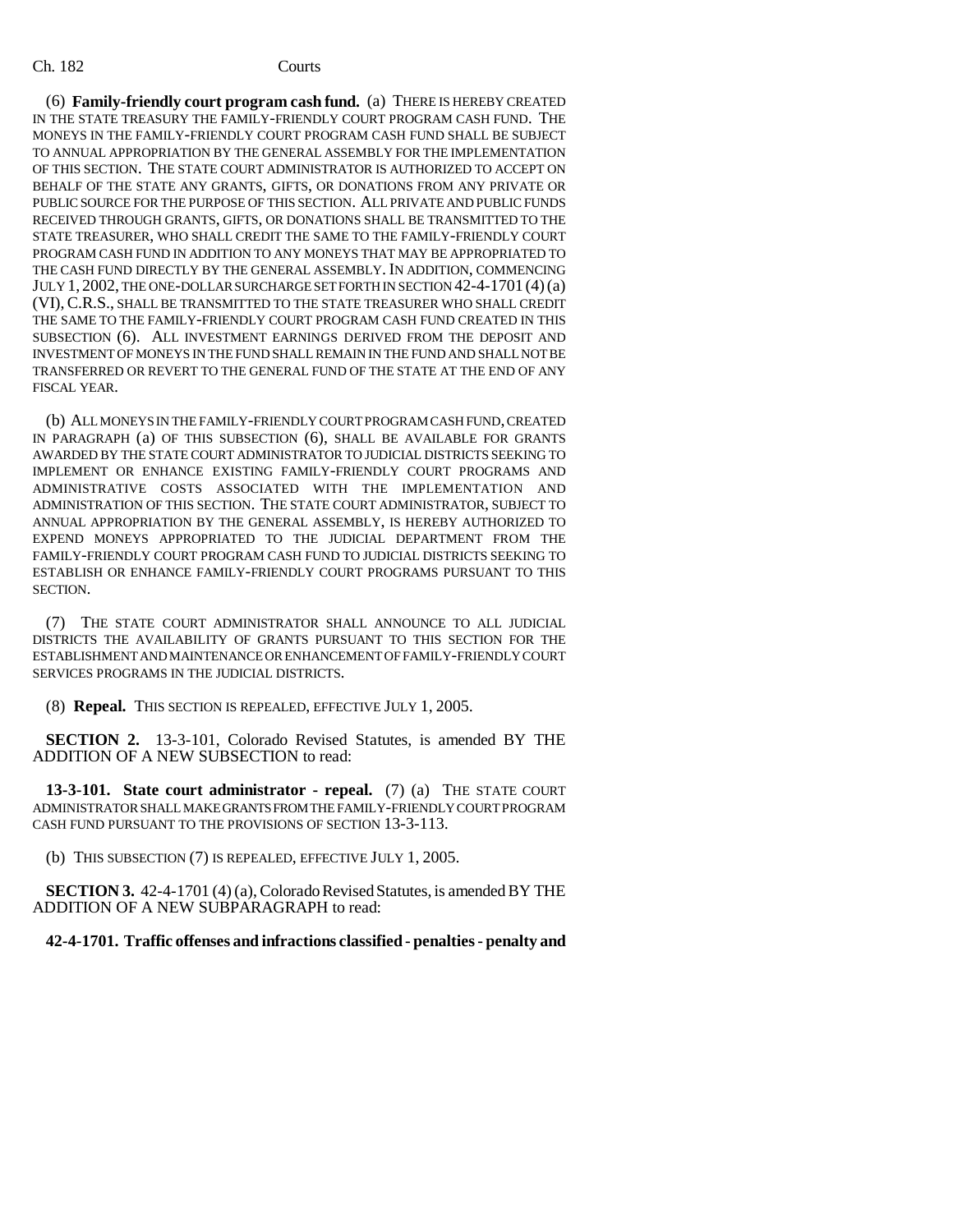(6) **Family-friendly court program cash fund.** (a) THERE IS HEREBY CREATED IN THE STATE TREASURY THE FAMILY-FRIENDLY COURT PROGRAM CASH FUND. THE MONEYS IN THE FAMILY-FRIENDLY COURT PROGRAM CASH FUND SHALL BE SUBJECT TO ANNUAL APPROPRIATION BY THE GENERAL ASSEMBLY FOR THE IMPLEMENTATION OF THIS SECTION. THE STATE COURT ADMINISTRATOR IS AUTHORIZED TO ACCEPT ON BEHALF OF THE STATE ANY GRANTS, GIFTS, OR DONATIONS FROM ANY PRIVATE OR PUBLIC SOURCE FOR THE PURPOSE OF THIS SECTION. ALL PRIVATE AND PUBLIC FUNDS RECEIVED THROUGH GRANTS, GIFTS, OR DONATIONS SHALL BE TRANSMITTED TO THE STATE TREASURER, WHO SHALL CREDIT THE SAME TO THE FAMILY-FRIENDLY COURT PROGRAM CASH FUND IN ADDITION TO ANY MONEYS THAT MAY BE APPROPRIATED TO THE CASH FUND DIRECTLY BY THE GENERAL ASSEMBLY. IN ADDITION, COMMENCING JULY 1, 2002, THE ONE-DOLLAR SURCHARGE SET FORTH IN SECTION 42-4-1701 (4) (a) (VI), C.R.S., SHALL BE TRANSMITTED TO THE STATE TREASURER WHO SHALL CREDIT THE SAME TO THE FAMILY-FRIENDLY COURT PROGRAM CASH FUND CREATED IN THIS SUBSECTION (6). ALL INVESTMENT EARNINGS DERIVED FROM THE DEPOSIT AND INVESTMENT OF MONEYS IN THE FUND SHALL REMAIN IN THE FUND AND SHALL NOT BE TRANSFERRED OR REVERT TO THE GENERAL FUND OF THE STATE AT THE END OF ANY FISCAL YEAR.

(b) ALL MONEYS IN THE FAMILY-FRIENDLY COURT PROGRAM CASH FUND, CREATED IN PARAGRAPH (a) OF THIS SUBSECTION (6), SHALL BE AVAILABLE FOR GRANTS AWARDED BY THE STATE COURT ADMINISTRATOR TO JUDICIAL DISTRICTS SEEKING TO IMPLEMENT OR ENHANCE EXISTING FAMILY-FRIENDLY COURT PROGRAMS AND ADMINISTRATIVE COSTS ASSOCIATED WITH THE IMPLEMENTATION AND ADMINISTRATION OF THIS SECTION. THE STATE COURT ADMINISTRATOR, SUBJECT TO ANNUAL APPROPRIATION BY THE GENERAL ASSEMBLY, IS HEREBY AUTHORIZED TO EXPEND MONEYS APPROPRIATED TO THE JUDICIAL DEPARTMENT FROM THE FAMILY-FRIENDLY COURT PROGRAM CASH FUND TO JUDICIAL DISTRICTS SEEKING TO ESTABLISH OR ENHANCE FAMILY-FRIENDLY COURT PROGRAMS PURSUANT TO THIS SECTION.

(7) THE STATE COURT ADMINISTRATOR SHALL ANNOUNCE TO ALL JUDICIAL DISTRICTS THE AVAILABILITY OF GRANTS PURSUANT TO THIS SECTION FOR THE ESTABLISHMENT AND MAINTENANCE OR ENHANCEMENT OF FAMILY-FRIENDLY COURT SERVICES PROGRAMS IN THE JUDICIAL DISTRICTS.

(8) **Repeal.** THIS SECTION IS REPEALED, EFFECTIVE JULY 1, 2005.

**SECTION 2.** 13-3-101, Colorado Revised Statutes, is amended BY THE ADDITION OF A NEW SUBSECTION to read:

**13-3-101. State court administrator - repeal.** (7) (a) THE STATE COURT ADMINISTRATOR SHALL MAKE GRANTS FROM THE FAMILY-FRIENDLY COURT PROGRAM CASH FUND PURSUANT TO THE PROVISIONS OF SECTION 13-3-113.

(b) THIS SUBSECTION (7) IS REPEALED, EFFECTIVE JULY 1, 2005.

**SECTION 3.** 42-4-1701 (4) (a), Colorado Revised Statutes, is amended BY THE ADDITION OF A NEW SUBPARAGRAPH to read:

**42-4-1701. Traffic offenses and infractions classified - penalties - penalty and**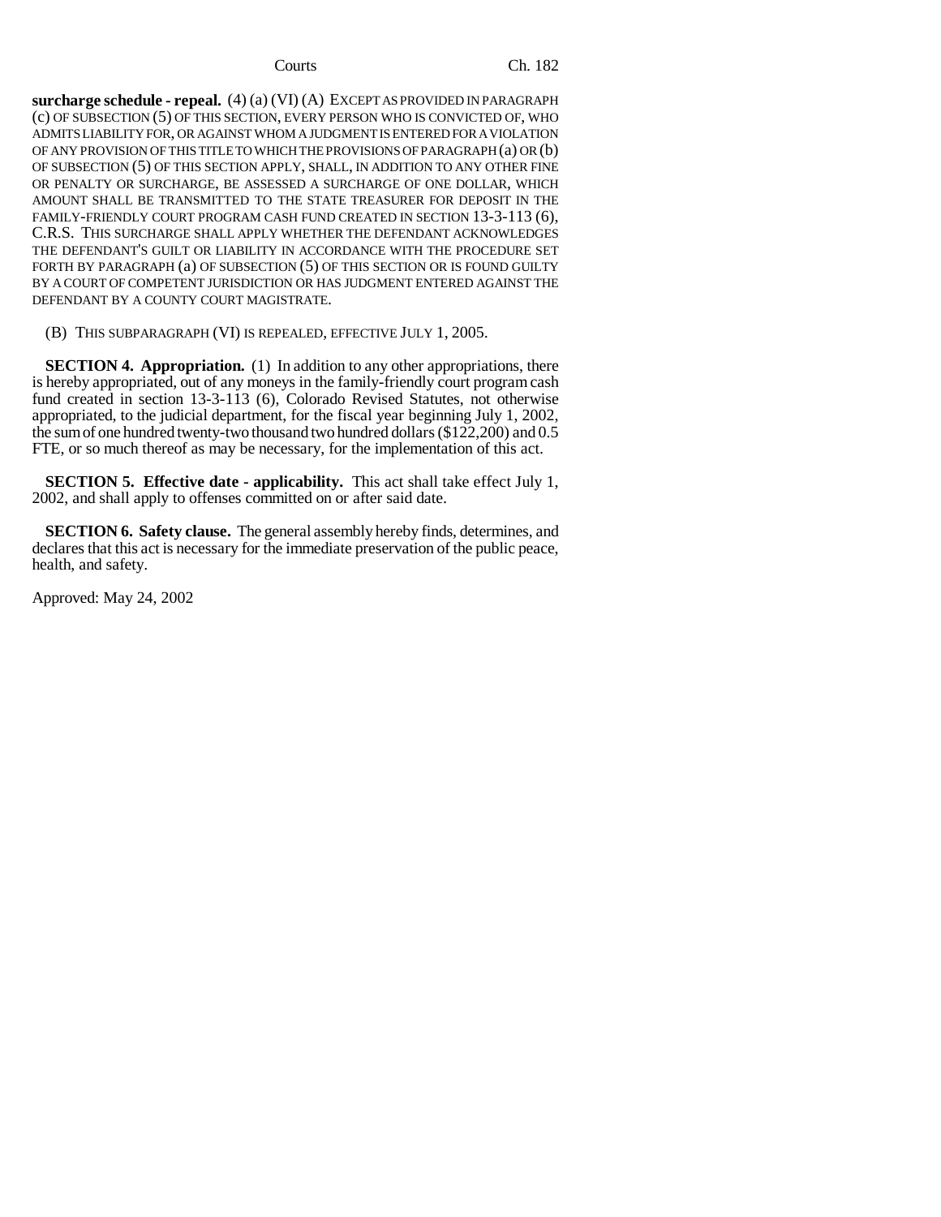**surcharge schedule - repeal.** (4) (a) (VI) (A) EXCEPT AS PROVIDED IN PARAGRAPH (c) OF SUBSECTION (5) OF THIS SECTION, EVERY PERSON WHO IS CONVICTED OF, WHO ADMITS LIABILITY FOR, OR AGAINST WHOM A JUDGMENT IS ENTERED FOR A VIOLATION OF ANY PROVISION OF THIS TITLE TO WHICH THE PROVISIONS OF PARAGRAPH (a) OR (b) OF SUBSECTION (5) OF THIS SECTION APPLY, SHALL, IN ADDITION TO ANY OTHER FINE OR PENALTY OR SURCHARGE, BE ASSESSED A SURCHARGE OF ONE DOLLAR, WHICH AMOUNT SHALL BE TRANSMITTED TO THE STATE TREASURER FOR DEPOSIT IN THE FAMILY-FRIENDLY COURT PROGRAM CASH FUND CREATED IN SECTION 13-3-113 (6), C.R.S. THIS SURCHARGE SHALL APPLY WHETHER THE DEFENDANT ACKNOWLEDGES THE DEFENDANT'S GUILT OR LIABILITY IN ACCORDANCE WITH THE PROCEDURE SET FORTH BY PARAGRAPH (a) OF SUBSECTION (5) OF THIS SECTION OR IS FOUND GUILTY BY A COURT OF COMPETENT JURISDICTION OR HAS JUDGMENT ENTERED AGAINST THE DEFENDANT BY A COUNTY COURT MAGISTRATE.

(B) THIS SUBPARAGRAPH (VI) IS REPEALED, EFFECTIVE JULY 1, 2005.

**SECTION 4. Appropriation.** (1) In addition to any other appropriations, there is hereby appropriated, out of any moneys in the family-friendly court program cash fund created in section 13-3-113 (6), Colorado Revised Statutes, not otherwise appropriated, to the judicial department, for the fiscal year beginning July 1, 2002, the sum of one hundred twenty-two thousand two hundred dollars ($122,200) and 0.5 FTE, or so much thereof as may be necessary, for the implementation of this act.

**SECTION 5. Effective date - applicability.** This act shall take effect July 1, 2002, and shall apply to offenses committed on or after said date.

**SECTION 6. Safety clause.** The general assembly hereby finds, determines, and declares that this act is necessary for the immediate preservation of the public peace, health, and safety.

Approved: May 24, 2002